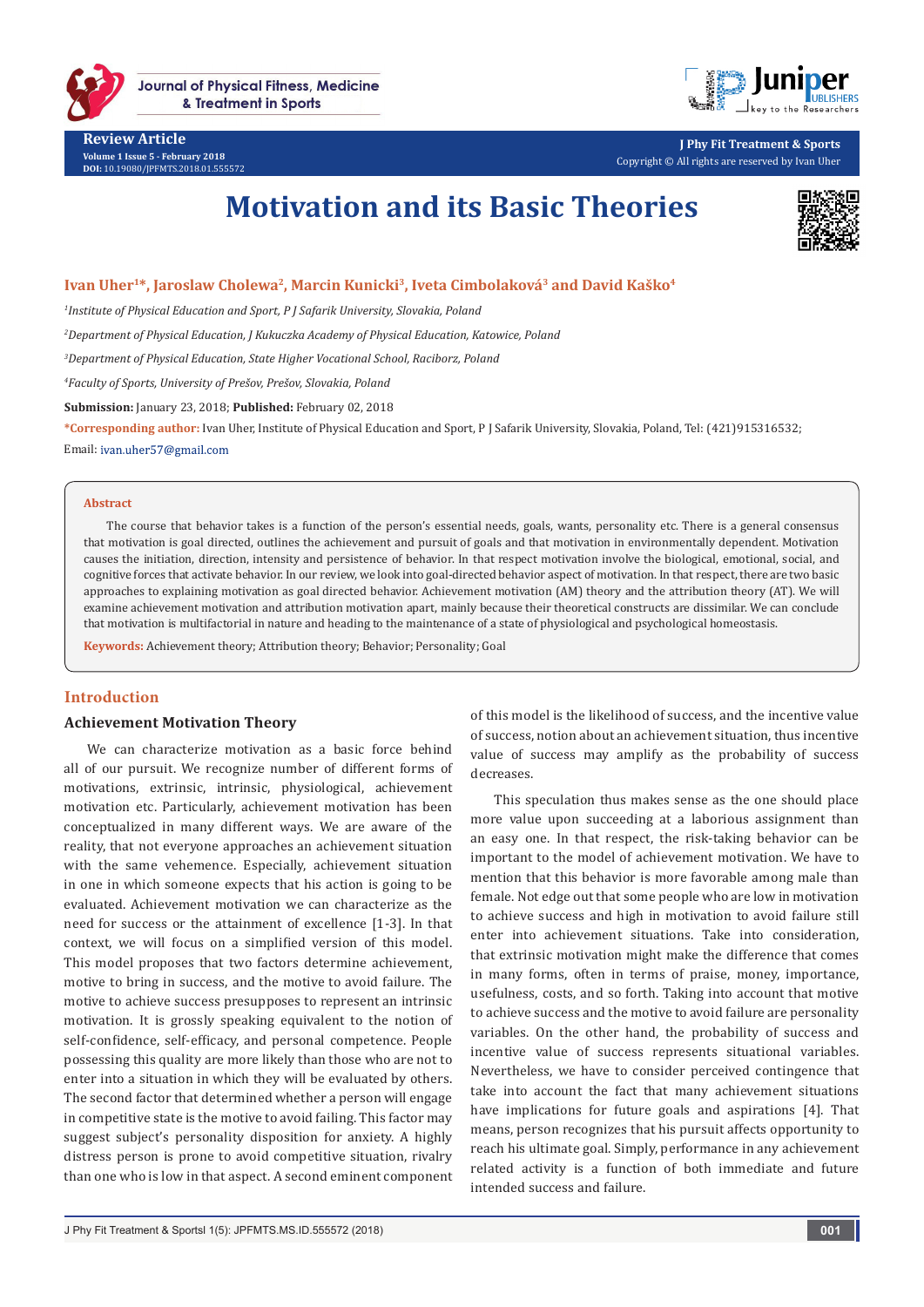# Motivation and its Basic Theories

**Ivan Uher[1]*, Jaroslaw Cholewa[2], Marcin Kunicki[3], Iveta Cimbolaková[3] and David Kaško[4]**

[1]*Institute of Physical Education and Sport, P J Safarik University, Slovakia, Poland*

[2]*Department of Physical Education, J Kukuczka Academy of Physical Education, Katowice, Poland*

[3]*Department of Physical Education, State Higher Vocational School, Raciborz, Poland*

[4]*Faculty of Sports, University of Prešov, Prešov, Slovakia, Poland*

**Submission:** January 23, 2018; **Published:** February 02, 2018

***Corresponding author:** Ivan Uher, Institute of Physical Education and Sport, P J Safarik University, Slovakia, Poland, Tel: (421)915316532; Email: ivan.uher57@gmail.com

## Abstract

The course that behavior takes is a function of the person's essential needs, goals, wants, personality etc. There is a general consensus that motivation is goal directed, outlines the achievement and pursuit of goals and that motivation in environmentally dependent. Motivation causes the initiation, direction, intensity and persistence of behavior. In that respect motivation involve the biological, emotional, social, and cognitive forces that activate behavior. In our review, we look into goal-directed behavior aspect of motivation. In that respect, there are two basic approaches to explaining motivation as goal directed behavior. Achievement motivation (AM) theory and the attribution theory (AT). We will examine achievement motivation and attribution motivation apart, mainly because their theoretical constructs are dissimilar. We can conclude that motivation is multifactorial in nature and heading to the maintenance of a state of physiological and psychological homeostasis.

**Keywords:** Achievement theory; Attribution theory; Behavior; Personality; Goal

## Introduction

### Achievement Motivation Theory

We can characterize motivation as a basic force behind all of our pursuit. We recognize number of different forms of motivations, extrinsic, intrinsic, physiological, achievement motivation etc. Particularly, achievement motivation has been conceptualized in many different ways. We are aware of the reality, that not everyone approaches an achievement situation with the same vehemence. Especially, achievement situation in one in which someone expects that his action is going to be evaluated. Achievement motivation we can characterize as the need for success or the attainment of excellence [1-3]. In that context, we will focus on a simplified version of this model. This model proposes that two factors determine achievement, motive to bring in success, and the motive to avoid failure. The motive to achieve success presupposes to represent an intrinsic motivation. It is grossly speaking equivalent to the notion of self-confidence, self-efficacy, and personal competence. People possessing this quality are more likely than those who are not to enter into a situation in which they will be evaluated by others. The second factor that determined whether a person will engage in competitive state is the motive to avoid failing. This factor may suggest subject's personality disposition for anxiety. A highly distress person is prone to avoid competitive situation, rivalry than one who is low in that aspect. A second eminent component of this model is the likelihood of success, and the incentive value of success, notion about an achievement situation, thus incentive value of success may amplify as the probability of success decreases.

This speculation thus makes sense as the one should place more value upon succeeding at a laborious assignment than an easy one. In that respect, the risk-taking behavior can be important to the model of achievement motivation. We have to mention that this behavior is more favorable among male than female. Not edge out that some people who are low in motivation to achieve success and high in motivation to avoid failure still enter into achievement situations. Take into consideration, that extrinsic motivation might make the difference that comes in many forms, often in terms of praise, money, importance, usefulness, costs, and so forth. Taking into account that motive to achieve success and the motive to avoid failure are personality variables. On the other hand, the probability of success and incentive value of success represents situational variables. Nevertheless, we have to consider perceived contingence that take into account the fact that many achievement situations have implications for future goals and aspirations [4]. That means, person recognizes that his pursuit affects opportunity to reach his ultimate goal. Simply, performance in any achievement related activity is a function of both immediate and future intended success and failure.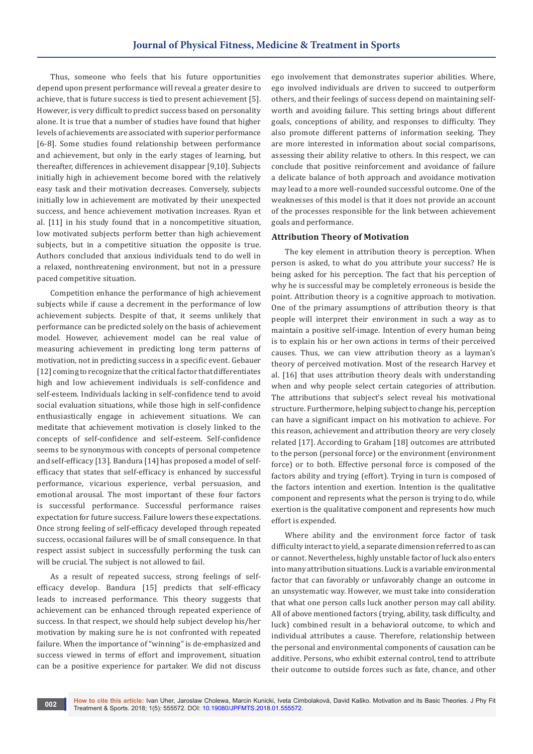Thus, someone who feels that his future opportunities depend upon present performance will reveal a greater desire to achieve, that is future success is tied to present achievement [5]. However, is very difficult to predict success based on personality alone. It is true that a number of studies have found that higher levels of achievements are associated with superior performance [6-8]. Some studies found relationship between performance and achievement, but only in the early stages of learning, but thereafter, differences in achievement disappear [9,10]. Subjects initially high in achievement become bored with the relatively easy task and their motivation decreases. Conversely, subjects initially low in achievement are motivated by their unexpected success, and hence achievement motivation increases. Ryan et al. [11] in his study found that in a noncompetitive situation, low motivated subjects perform better than high achievement subjects, but in a competitive situation the opposite is true. Authors concluded that anxious individuals tend to do well in a relaxed, nonthreatening environment, but not in a pressure paced competitive situation.

Competition enhance the performance of high achievement subjects while if cause a decrement in the performance of low achievement subjects. Despite of that, it seems unlikely that performance can be predicted solely on the basis of achievement model. However, achievement model can be real value of measuring achievement in predicting long term patterns of motivation, not in predicting success in a specific event. Gebauer [12] coming to recognize that the critical factor that differentiates high and low achievement individuals is self-confidence and self-esteem. Individuals lacking in self-confidence tend to avoid social evaluation situations, while those high in self-confidence enthusiastically engage in achievement situations. We can meditate that achievement motivation is closely linked to the concepts of self-confidence and self-esteem. Self-confidence seems to be synonymous with concepts of personal competence and self-efficacy [13]. Bandura [14] has proposed a model of self-efficacy that states that self-efficacy is enhanced by successful performance, vicarious experience, verbal persuasion, and emotional arousal. The most important of these four factors is successful performance. Successful performance raises expectation for future success. Failure lowers these expectations. Once strong feeling of self-efficacy developed through repeated success, occasional failures will be of small consequence. In that respect assist subject in successfully performing the tusk can will be crucial. The subject is not allowed to fail.

As a result of repeated success, strong feelings of self-efficacy develop. Bandura [15] predicts that self-efficacy leads to increased performance. This theory suggests that achievement can be enhanced through repeated experience of success. In that respect, we should help subject develop his/her motivation by making sure he is not confronted with repeated failure. When the importance of "winning" is de-emphasized and success viewed in terms of effort and improvement, situation can be a positive experience for partaker. We did not discuss ego involvement that demonstrates superior abilities. Where, ego involved individuals are driven to succeed to outperform others, and their feelings of success depend on maintaining self-worth and avoiding failure. This setting brings about different goals, conceptions of ability, and responses to difficulty. They also promote different patterns of information seeking. They are more interested in information about social comparisons, assessing their ability relative to others. In this respect, we can conclude that positive reinforcement and avoidance of failure a delicate balance of both approach and avoidance motivation may lead to a more well-rounded successful outcome. One of the weaknesses of this model is that it does not provide an account of the processes responsible for the link between achievement goals and performance.

## Attribution Theory of Motivation

The key element in attribution theory is perception. When person is asked, to what do you attribute your success? He is being asked for his perception. The fact that his perception of why he is successful may be completely erroneous is beside the point. Attribution theory is a cognitive approach to motivation. One of the primary assumptions of attribution theory is that people will interpret their environment in such a way as to maintain a positive self-image. Intention of every human being is to explain his or her own actions in terms of their perceived causes. Thus, we can view attribution theory as a layman's theory of perceived motivation. Most of the research Harvey et al. [16] that uses attribution theory deals with understanding when and why people select certain categories of attribution. The attributions that subject's select reveal his motivational structure. Furthermore, helping subject to change his, perception can have a significant impact on his motivation to achieve. For this reason, achievement and attribution theory are very closely related [17]. According to Graham [18] outcomes are attributed to the person (personal force) or the environment (environment force) or to both. Effective personal force is composed of the factors ability and trying (effort). Trying in turn is composed of the factors intention and exertion. Intention is the qualitative component and represents what the person is trying to do, while exertion is the qualitative component and represents how much effort is expended.

Where ability and the environment force factor of task difficulty interact to yield, a separate dimension referred to as can or cannot. Nevertheless, highly unstable factor of luck also enters into many attribution situations. Luck is a variable environmental factor that can favorably or unfavorably change an outcome in an unsystematic way. However, we must take into consideration that what one person calls luck another person may call ability. All of above mentioned factors (trying, ability, task difficulty, and luck) combined result in a behavioral outcome, to which and individual attributes a cause. Therefore, relationship between the personal and environmental components of causation can be additive. Persons, who exhibit external control, tend to attribute their outcome to outside forces such as fate, chance, and other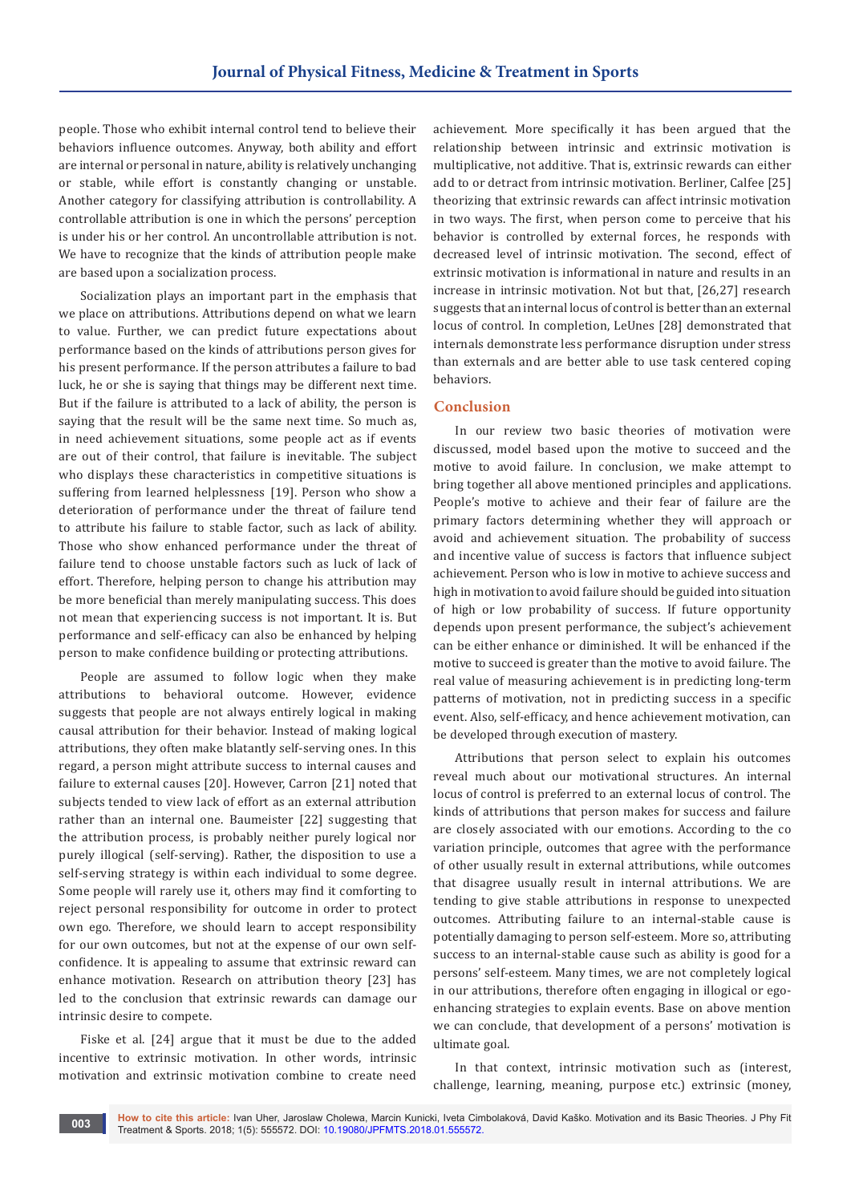people. Those who exhibit internal control tend to believe their behaviors influence outcomes. Anyway, both ability and effort are internal or personal in nature, ability is relatively unchanging or stable, while effort is constantly changing or unstable. Another category for classifying attribution is controllability. A controllable attribution is one in which the persons' perception is under his or her control. An uncontrollable attribution is not. We have to recognize that the kinds of attribution people make are based upon a socialization process.

Socialization plays an important part in the emphasis that we place on attributions. Attributions depend on what we learn to value. Further, we can predict future expectations about performance based on the kinds of attributions person gives for his present performance. If the person attributes a failure to bad luck, he or she is saying that things may be different next time. But if the failure is attributed to a lack of ability, the person is saying that the result will be the same next time. So much as, in need achievement situations, some people act as if events are out of their control, that failure is inevitable. The subject who displays these characteristics in competitive situations is suffering from learned helplessness [19]. Person who show a deterioration of performance under the threat of failure tend to attribute his failure to stable factor, such as lack of ability. Those who show enhanced performance under the threat of failure tend to choose unstable factors such as luck of lack of effort. Therefore, helping person to change his attribution may be more beneficial than merely manipulating success. This does not mean that experiencing success is not important. It is. But performance and self-efficacy can also be enhanced by helping person to make confidence building or protecting attributions.

People are assumed to follow logic when they make attributions to behavioral outcome. However, evidence suggests that people are not always entirely logical in making causal attribution for their behavior. Instead of making logical attributions, they often make blatantly self-serving ones. In this regard, a person might attribute success to internal causes and failure to external causes [20]. However, Carron [21] noted that subjects tended to view lack of effort as an external attribution rather than an internal one. Baumeister [22] suggesting that the attribution process, is probably neither purely logical nor purely illogical (self-serving). Rather, the disposition to use a self-serving strategy is within each individual to some degree. Some people will rarely use it, others may find it comforting to reject personal responsibility for outcome in order to protect own ego. Therefore, we should learn to accept responsibility for our own outcomes, but not at the expense of our own self-confidence. It is appealing to assume that extrinsic reward can enhance motivation. Research on attribution theory [23] has led to the conclusion that extrinsic rewards can damage our intrinsic desire to compete.

Fiske et al. [24] argue that it must be due to the added incentive to extrinsic motivation. In other words, intrinsic motivation and extrinsic motivation combine to create need achievement. More specifically it has been argued that the relationship between intrinsic and extrinsic motivation is multiplicative, not additive. That is, extrinsic rewards can either add to or detract from intrinsic motivation. Berliner, Calfee [25] theorizing that extrinsic rewards can affect intrinsic motivation in two ways. The first, when person come to perceive that his behavior is controlled by external forces, he responds with decreased level of intrinsic motivation. The second, effect of extrinsic motivation is informational in nature and results in an increase in intrinsic motivation. Not but that, [26,27] research suggests that an internal locus of control is better than an external locus of control. In completion, LeUnes [28] demonstrated that internals demonstrate less performance disruption under stress than externals and are better able to use task centered coping behaviors.

## Conclusion

In our review two basic theories of motivation were discussed, model based upon the motive to succeed and the motive to avoid failure. In conclusion, we make attempt to bring together all above mentioned principles and applications. People's motive to achieve and their fear of failure are the primary factors determining whether they will approach or avoid and achievement situation. The probability of success and incentive value of success is factors that influence subject achievement. Person who is low in motive to achieve success and high in motivation to avoid failure should be guided into situation of high or low probability of success. If future opportunity depends upon present performance, the subject's achievement can be either enhance or diminished. It will be enhanced if the motive to succeed is greater than the motive to avoid failure. The real value of measuring achievement is in predicting long-term patterns of motivation, not in predicting success in a specific event. Also, self-efficacy, and hence achievement motivation, can be developed through execution of mastery.

Attributions that person select to explain his outcomes reveal much about our motivational structures. An internal locus of control is preferred to an external locus of control. The kinds of attributions that person makes for success and failure are closely associated with our emotions. According to the co variation principle, outcomes that agree with the performance of other usually result in external attributions, while outcomes that disagree usually result in internal attributions. We are tending to give stable attributions in response to unexpected outcomes. Attributing failure to an internal-stable cause is potentially damaging to person self-esteem. More so, attributing success to an internal-stable cause such as ability is good for a persons' self-esteem. Many times, we are not completely logical in our attributions, therefore often engaging in illogical or ego-enhancing strategies to explain events. Base on above mention we can conclude, that development of a persons' motivation is ultimate goal.

In that context, intrinsic motivation such as (interest, challenge, learning, meaning, purpose etc.) extrinsic (money,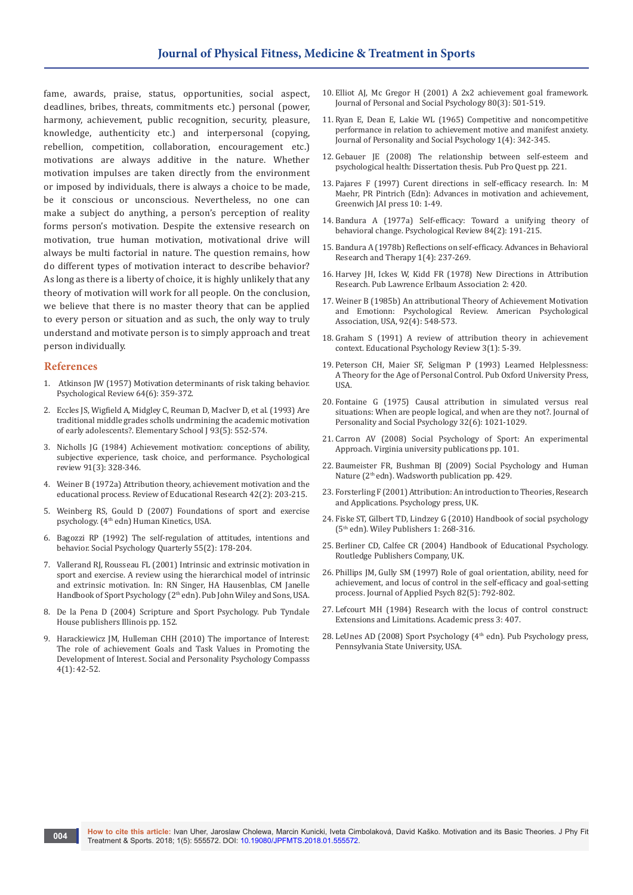fame, awards, praise, status, opportunities, social aspect, deadlines, bribes, threats, commitments etc.) personal (power, harmony, achievement, public recognition, security, pleasure, knowledge, authenticity etc.) and interpersonal (copying, rebellion, competition, collaboration, encouragement etc.) motivations are always additive in the nature. Whether motivation impulses are taken directly from the environment or imposed by individuals, there is always a choice to be made, be it conscious or unconscious. Nevertheless, no one can make a subject do anything, a person's perception of reality forms person's motivation. Despite the extensive research on motivation, true human motivation, motivational drive will always be multi factorial in nature. The question remains, how do different types of motivation interact to describe behavior? As long as there is a liberty of choice, it is highly unlikely that any theory of motivation will work for all people. On the conclusion, we believe that there is no master theory that can be applied to every person or situation and as such, the only way to truly understand and motivate person is to simply approach and treat person individually.

## References

1. Atkinson JW (1957) Motivation determinants of risk taking behavior. Psychological Review 64(6): 359-372.
2. Eccles JS, Wigfield A, Midgley C, Reuman D, MacIver D, et al. (1993) Are traditional middle grades scholls undrmining the academic motivation of early adolescents?. Elementary School J 93(5): 552-574.
3. Nicholls JG (1984) Achievement motivation: conceptions of ability, subjective experience, task choice, and performance. Psychological review 91(3): 328-346.
4. Weiner B (1972a) Attribution theory, achievement motivation and the educational process. Review of Educational Research 42(2): 203-215.
5. Weinberg RS, Gould D (2007) Foundations of sport and exercise psychology. (4th edn) Human Kinetics, USA.
6. Bagozzi RP (1992) The self-regulation of attitudes, intentions and behavior. Social Psychology Quarterly 55(2): 178-204.
7. Vallerand RJ, Rousseau FL (2001) Intrinsic and extrinsic motivation in sport and exercise. A review using the hierarchical model of intrinsic and extrinsic motivation. In: RN Singer, HA Hausenblas, CM Janelle Handbook of Sport Psychology (2th edn). Pub John Wiley and Sons, USA.
8. De la Pena D (2004) Scripture and Sport Psychology. Pub Tyndale House publishers Illinois pp. 152.
9. Harackiewicz JM, Hulleman CHH (2010) The importance of Interest: The role of achievement Goals and Task Values in Promoting the Development of Interest. Social and Personality Psychology Compasss 4(1): 42-52.
10. Elliot AJ, Mc Gregor H (2001) A 2x2 achievement goal framework. Journal of Personal and Social Psychology 80(3): 501-519.
11. Ryan E, Dean E, Lakie WL (1965) Competitive and noncompetitive performance in relation to achievement motive and manifest anxiety. Journal of Personality and Social Psychology 1(4): 342-345.
12. Gebauer JE (2008) The relationship between self-esteem and psychological health: Dissertation thesis. Pub Pro Quest pp. 221.
13. Pajares F (1997) Curent directions in self-efficacy research. In: M Maehr, PR Pintrich (Edn): Advances in motivation and achievement, Greenwich JAI press 10: 1-49.
14. Bandura A (1977a) Self-efficacy: Toward a unifying theory of behavioral change. Psychological Review 84(2): 191-215.
15. Bandura A (1978b) Reflections on self-efficacy. Advances in Behavioral Research and Therapy 1(4): 237-269.
16. Harvey JH, Ickes W, Kidd FR (1978) New Directions in Attribution Research. Pub Lawrence Erlbaum Association 2: 420.
17. Weiner B (1985b) An attributional Theory of Achievement Motivation and Emotionn: Psychological Review. American Psychological Association, USA, 92(4): 548-573.
18. Graham S (1991) A review of attribution theory in achievement context. Educational Psychology Review 3(1): 5-39.
19. Peterson CH, Maier SF, Seligman P (1993) Learned Helplessness: A Theory for the Age of Personal Control. Pub Oxford University Press, USA.
20. Fontaine G (1975) Causal attribution in simulated versus real situations: When are people logical, and when are they not?. Journal of Personality and Social Psychology 32(6): 1021-1029.
21. Carron AV (2008) Social Psychology of Sport: An experimental Approach. Virginia university publications pp. 101.
22. Baumeister FR, Bushman BJ (2009) Social Psychology and Human Nature (2th edn). Wadsworth publication pp. 429.
23. Forsterling F (2001) Attribution: An introduction to Theories, Research and Applications. Psychology press, UK.
24. Fiske ST, Gilbert TD, Lindzey G (2010) Handbook of social psychology (5th edn). Wiley Publishers 1: 268-316.
25. Berliner CD, Calfee CR (2004) Handbook of Educational Psychology. Routledge Publishers Company, UK.
26. Phillips JM, Gully SM (1997) Role of goal orientation, ability, need for achievement, and locus of control in the self-efficacy and goal-setting process. Journal of Applied Psych 82(5): 792-802.
27. Lefcourt MH (1984) Research with the locus of control construct: Extensions and Limitations. Academic press 3: 407.
28. LeUnes AD (2008) Sport Psychology (4th edn). Pub Psychology press, Pennsylvania State University, USA.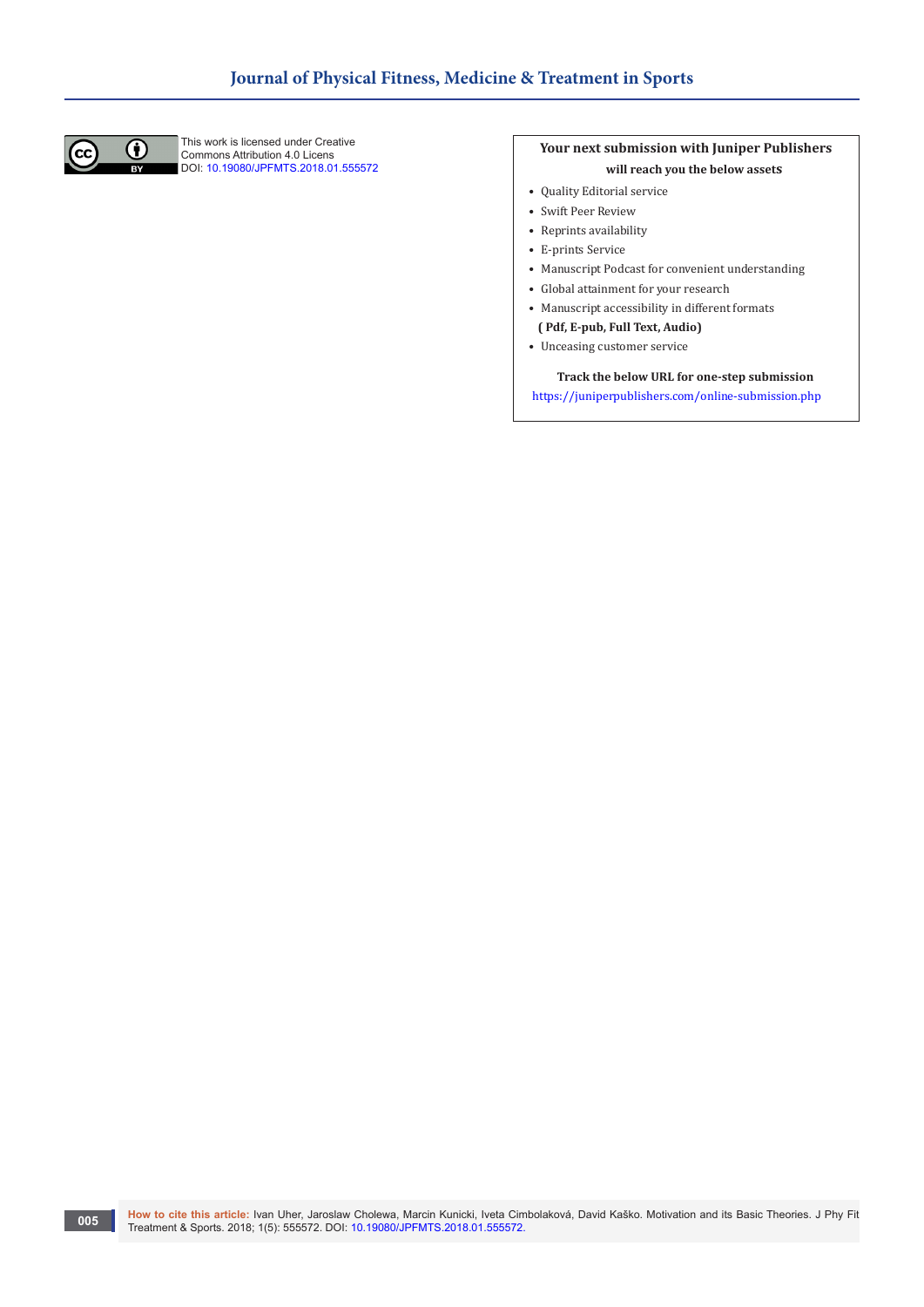This work is licensed under Creative Commons Attribution 4.0 Licens
DOI: 10.19080/JPFMTS.2018.01.555572

**Your next submission with Juniper Publishers will reach you the below assets**

- Quality Editorial service
- Swift Peer Review
- Reprints availability
- E-prints Service
- Manuscript Podcast for convenient understanding
- Global attainment for your research
- Manuscript accessibility in different formats

**( Pdf, E-pub, Full Text, Audio)**

- Unceasing customer service

**Track the below URL for one-step submission**

https://juniperpublishers.com/online-submission.php

**How to cite this article:** Ivan Uher, Jaroslaw Cholewa, Marcin Kunicki, Iveta Cimbolaková, David Kaško. Motivation and its Basic Theories. J Phy Fit Treatment & Sports. 2018; 1(5): 555572. DOI: 10.19080/JPFMTS.2018.01.555572.